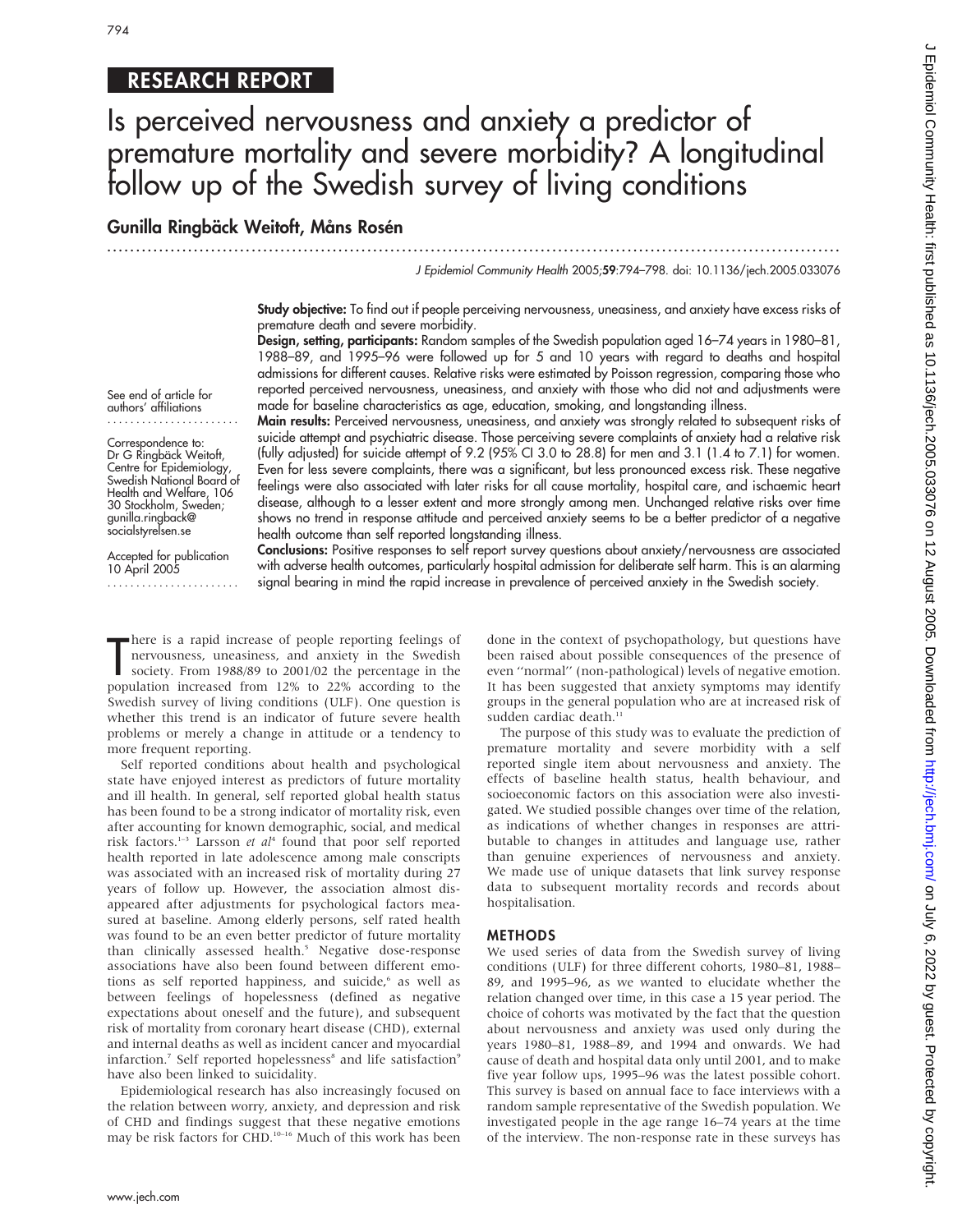RESEARCH REPORT

# Is perceived nervousness and anxiety a predictor of premature mortality and severe morbidity? A longitudinal follow up of the Swedish survey of living conditions

## Gunilla Ringbäck Weitoft, Måns Rosén

J Epidemiol Community Health 2005;59:794–798. doi: 10.1136/jech.2005.033076

See end of article for authors' affiliations

Correspondence to: Dr G Ringbäck Weitoft, Centre for Epidemiology, Swedish National Board of Health and Welfare, 106 30 Stockholm, Sweden; gunilla.ringback@socialstyrelsen.se

Accepted for publication 10 April 2005

**Study objective:** To find out if people perceiving nervousness, uneasiness, and anxiety have excess risks of premature death and severe morbidity.

**Design, setting, participants:** Random samples of the Swedish population aged 16–74 years in 1980–81, 1988–89, and 1995–96 were followed up for 5 and 10 years with regard to deaths and hospital admissions for different causes. Relative risks were estimated by Poisson regression, comparing those who reported perceived nervousness, uneasiness, and anxiety with those who did not and adjustments were made for baseline characteristics as age, education, smoking, and longstanding illness.

**Main results:** Perceived nervousness, uneasiness, and anxiety was strongly related to subsequent risks of suicide attempt and psychiatric disease. Those perceiving severe complaints of anxiety had a relative risk (fully adjusted) for suicide attempt of 9.2 (95% CI 3.0 to 28.8) for men and 3.1 (1.4 to 7.1) for women. Even for less severe complaints, there was a significant, but less pronounced excess risk. These negative feelings were also associated with later risks for all cause mortality, hospital care, and ischaemic heart disease, although to a lesser extent and more strongly among men. Unchanged relative risks over time shows no trend in response attitude and perceived anxiety seems to be a better predictor of a negative health outcome than self reported longstanding illness.

**Conclusions:** Positive responses to self report survey questions about anxiety/nervousness are associated with adverse health outcomes, particularly hospital admission for deliberate self harm. This is an alarming signal bearing in mind the rapid increase in prevalence of perceived anxiety in the Swedish society.

There is a rapid increase of people reporting feelings of nervousness, uneasiness, and anxiety in the Swedish society. From 1988/89 to 2001/02 the percentage in the population increased from 12% to 22% according to the Swedish survey of living conditions (ULF). One question is whether this trend is an indicator of future severe health problems or merely a change in attitude or a tendency to more frequent reporting.

Self reported conditions about health and psychological state have enjoyed interest as predictors of future mortality and ill health. In general, self reported global health status has been found to be a strong indicator of mortality risk, even after accounting for known demographic, social, and medical risk factors.[1–3] Larsson *et al*[4] found that poor self reported health reported in late adolescence among male conscripts was associated with an increased risk of mortality during 27 years of follow up. However, the association almost disappeared after adjustments for psychological factors measured at baseline. Among elderly persons, self rated health was found to be an even better predictor of future mortality than clinically assessed health.[5] Negative dose-response associations have also been found between different emotions as self reported happiness, and suicide,[6] as well as between feelings of hopelessness (defined as negative expectations about oneself and the future), and subsequent risk of mortality from coronary heart disease (CHD), external and internal deaths as well as incident cancer and myocardial infarction.[7] Self reported hopelessness[8] and life satisfaction[9] have also been linked to suicidality.

Epidemiological research has also increasingly focused on the relation between worry, anxiety, and depression and risk of CHD and findings suggest that these negative emotions may be risk factors for CHD.[10–16] Much of this work has been done in the context of psychopathology, but questions have been raised about possible consequences of the presence of even "normal" (non-pathological) levels of negative emotion. It has been suggested that anxiety symptoms may identify groups in the general population who are at increased risk of sudden cardiac death.[11]

The purpose of this study was to evaluate the prediction of premature mortality and severe morbidity with a self reported single item about nervousness and anxiety. The effects of baseline health status, health behaviour, and socioeconomic factors on this association were also investigated. We studied possible changes over time of the relation, as indications of whether changes in responses are attributable to changes in attitudes and language use, rather than genuine experiences of nervousness and anxiety. We made use of unique datasets that link survey response data to subsequent mortality records and records about hospitalisation.

## METHODS

We used series of data from the Swedish survey of living conditions (ULF) for three different cohorts, 1980–81, 1988–89, and 1995–96, as we wanted to elucidate whether the relation changed over time, in this case a 15 year period. The choice of cohorts was motivated by the fact that the question about nervousness and anxiety was used only during the years 1980–81, 1988–89, and 1994 and onwards. We had cause of death and hospital data only until 2001, and to make five year follow ups, 1995–96 was the latest possible cohort. This survey is based on annual face to face interviews with a random sample representative of the Swedish population. We investigated people in the age range 16–74 years at the time of the interview. The non-response rate in these surveys has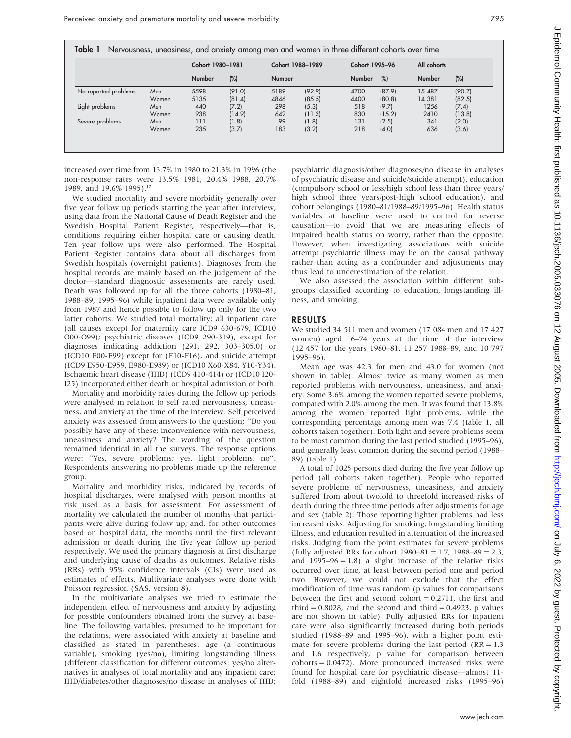**Table 1** Nervousness, uneasiness, and anxiety among men and women in three different cohorts over time

| | | Cohort 1980–1981 | | Cohort 1988–1989 | | Cohort 1995–96 | | All cohorts | |
|---|---|---|---|---|---|---|---|---|---|
| | | Number | (%) | Number | | Number | (%) | Number | (%) |
| No reported problems | Men | 5598 | (91.0) | 5189 | (92.9) | 4700 | (87.9) | 15 487 | (90.7) |
| | Women | 5135 | (81.4) | 4846 | (85.5) | 4400 | (80.8) | 14 381 | (82.5) |
| Light problems | Men | 440 | (7.2) | 298 | (5.3) | 518 | (9.7) | 1256 | (7.4) |
| | Women | 938 | (14.9) | 642 | (11.3) | 830 | (15.2) | 2410 | (13.8) |
| Severe problems | Men | 111 | (1.8) | 99 | (1.8) | 131 | (2.5) | 341 | (2.0) |
| | Women | 235 | (3.7) | 183 | (3.2) | 218 | (4.0) | 636 | (3.6) |

increased over time from 13.7% in 1980 to 21.3% in 1996 (the non-response rates were 13.5% 1981, 20.4% 1988, 20.7% 1989, and 19.6% 1995).[17]

We studied mortality and severe morbidity generally over five year follow up periods starting the year after interview, using data from the National Cause of Death Register and the Swedish Hospital Patient Register, respectively—that is, conditions requiring either hospital care or causing death. Ten year follow ups were also performed. The Hospital Patient Register contains data about all discharges from Swedish hospitals (overnight patients). Diagnoses from the hospital records are mainly based on the judgement of the doctor—standard diagnostic assessments are rarely used. Death was followed up for all the three cohorts (1980–81, 1988–89, 1995–96) while inpatient data were available only from 1987 and hence possible to follow up only for the two latter cohorts. We studied total mortality; all inpatient care (all causes except for maternity care ICD9 630-679, ICD10 O00-O99); psychiatric diseases (ICD9 290-319), except for diagnoses indicating addiction (291, 292, 303–305.0) or (ICD10 F00-F99) except for (F10-F16), and suicide attempt (ICD9 E950-E959, E980-E989) or (ICD10 X60-X84, Y10-Y34). Ischaemic heart disease (IHD) (ICD9 410-414) or (ICD10 I20-I25) incorporated either death or hospital admission or both.

Mortality and morbidity rates during the follow up periods were analysed in relation to self rated nervousness, uneasiness, and anxiety at the time of the interview. Self perceived anxiety was assessed from answers to the question; "Do you possibly have any of these; inconvenience with nervousness, uneasiness and anxiety? The wording of the question remained identical in all the surveys. The response options were: "Yes, severe problems; yes, light problems; no". Respondents answering no problems made up the reference group.

Mortality and morbidity risks, indicated by records of hospital discharges, were analysed with person months at risk used as a basis for assessment. For assessment of mortality we calculated the number of months that participants were alive during follow up; and, for other outcomes based on hospital data, the months until the first relevant admission or death during the five year follow up period respectively. We used the primary diagnosis at first discharge and underlying cause of deaths as outcomes. Relative risks (RRs) with 95% confidence intervals (CIs) were used as estimates of effects. Multivariate analyses were done with Poisson regression (SAS, version 8).

In the multivariate analyses we tried to estimate the independent effect of nervousness and anxiety by adjusting for possible confounders obtained from the survey at baseline. The following variables, presumed to be important for the relations, were associated with anxiety at baseline and classified as stated in parentheses: age (a continuous variable), smoking (yes/no), limiting longstanding illness (different classification for different outcomes: yes/no alternatives in analyses of total mortality and any inpatient care; IHD/diabetes/other diagnoses/no disease in analyses of IHD; psychiatric diagnosis/other diagnoses/no disease in analyses of psychiatric disease and suicide/suicide attempt), education (compulsory school or less/high school less than three years/high school three years/post-high school education), and cohort belongings (1980–81/1988–89/1995–96). Health status variables at baseline were used to control for reverse causation—to avoid that we are measuring effects of impaired health status on worry, rather than the opposite. However, when investigating associations with suicide attempt psychiatric illness may lie on the causal pathway rather than acting as a confounder and adjustments may thus lead to underestimation of the relation.

We also assessed the association within different subgroups classified according to education, longstanding illness, and smoking.

## RESULTS

We studied 34 511 men and women (17 084 men and 17 427 women) aged 16–74 years at the time of the interview (12 457 for the years 1980–81, 11 257 1988–89, and 10 797 1995–96).

Mean age was 42.3 for men and 43.0 for women (not shown in table). Almost twice as many women as men reported problems with nervousness, uneasiness, and anxiety. Some 3.6% among the women reported severe problems, compared with 2.0% among the men. It was found that 13.8% among the women reported light problems, while the corresponding percentage among men was 7.4 (table 1, all cohorts taken together). Both light and severe problems seem to be most common during the last period studied (1995–96), and generally least common during the second period (1988–89) (table 1).

A total of 1025 persons died during the five year follow up period (all cohorts taken together). People who reported severe problems of nervousness, uneasiness, and anxiety suffered from about twofold to threefold increased risks of death during the three time periods after adjustments for age and sex (table 2). Those reporting lighter problems had less increased risks. Adjusting for smoking, longstanding limiting illness, and education resulted in attenuation of the increased risks. Judging from the point estimates for severe problems (fully adjusted RRs for cohort 1980–81 = 1.7, 1988–89 = 2.3, and 1995–96 = 1.8) a slight increase of the relative risks occurred over time, at least between period one and period two. However, we could not exclude that the effect modification of time was random (p values for comparisons between the first and second cohort = 0.2711, the first and third = 0.8028, and the second and third = 0.4923, p values are not shown in table). Fully adjusted RRs for inpatient care were also significantly increased during both periods studied (1988–89 and 1995–96), with a higher point estimate for severe problems during the last period (RR = 1.3 and 1.6 respectively, p value for comparison between cohorts = 0.0472). More pronounced increased risks were found for hospital care for psychiatric disease—almost 11-fold (1988–89) and eightfold increased risks (1995–96)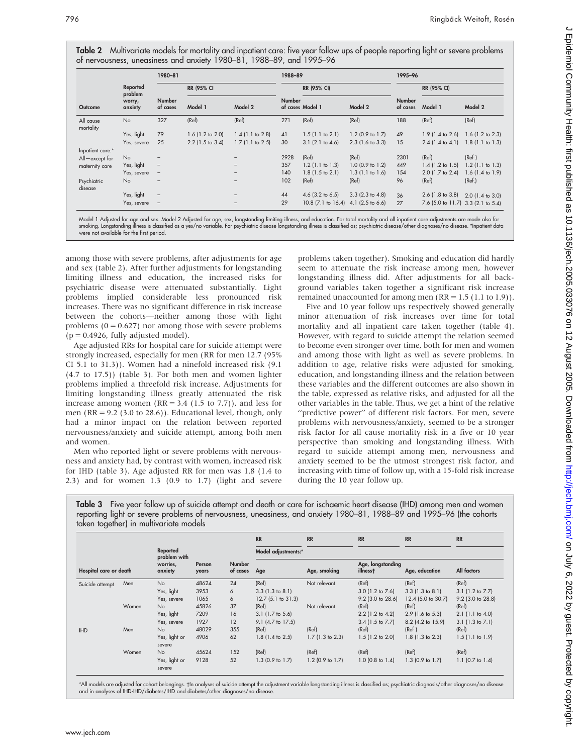**Table 2** Multivariate models for mortality and inpatient care: five year follow ups of people reporting light or severe problems of nervousness, uneasiness and anxiety 1980–81, 1988–89, and 1995–96

| | | 1980–81 | | | 1988–89 | | | 1995–96 | | |
|---|---|---|---|---|---|---|---|---|---|---|
| | | | RR (95% CI | | | RR (95% CI) | | | RR (95% CI) | |
| Outcome | Reported problem worry, anxiety | Number of cases | Model 1 | Model 2 | Number of cases | Model 1 | Model 2 | Number of cases | Model 1 | Model 2 |
| All cause mortality | No | 327 | (Ref) | (Ref) | 271 | (Ref) | (Ref) | 188 | (Ref) | (Ref) |
| | Yes, light | 79 | 1.6 (1.2 to 2.0) | 1.4 (1.1 to 2.8) | 41 | 1.5 (1.1 to 2.1) | 1.2 (0.9 to 1.7) | 49 | 1.9 (1.4 to 2.6) | 1.6 (1.2 to 2.3) |
| | Yes, severe | 25 | 2.2 (1.5 to 3.4) | 1.7 (1.1 to 2.5) | 30 | 3.1 (2.1 to 4.6) | 2.3 (1.6 to 3.3) | 15 | 2.4 (1.4 to 4.1) | 1.8 (1.1 to 1.3) |
| Inpatient care:* | | | | | | | | | | |
| All—except for maternity care | No | – | | – | 2928 | (Ref) | (Ref) | 2301 | (Ref) | (Ref ) |
| | Yes, light | – | | – | 357 | 1.2 (1.1 to 1.3) | 1.0 (0.9 to 1.2) | 449 | 1.4 (1.2 to 1.5) | 1.2 (1.1 to 1.3) |
| | Yes, severe | – | | – | 140 | 1.8 (1.5 to 2.1) | 1.3 (1.1 to 1.6) | 154 | 2.0 (1.7 to 2.4) | 1.6 (1.4 to 1.9) |
| Psychiatric disease | No | – | | – | 102 | (Ref) | (Ref) | 96 | (Ref) | (Ref.) |
| | Yes, light | – | | – | 44 | 4.6 (3.2 to 6.5) | 3.3 (2.3 to 4.8) | 36 | 2.6 (1.8 to 3.8) | 2.0 (1.4 to 3.0) |
| | Yes, severe | – | | – | 29 | 10.8 (7.1 to 16.4) | 4.1 (2.5 to 6.6) | 27 | 7.6 (5.0 to 11.7) | 3.3 (2.1 to 5.4) |

Model 1 Adjusted for age and sex. Model 2 Adjusted for age, sex, longstanding limiting illness, and education. For total mortality and all inpatient care adjustments are made also for smoking. Longstanding illness is classified as a yes/no variable. For psychiatric disease longstanding illness is classified as; psychiatric disease/other diagnoses/no disease. *Inpatient data were not available for the first period.

among those with severe problems, after adjustments for age and sex (table 2). After further adjustments for longstanding limiting illness and education, the increased risks for psychiatric disease were attenuated substantially. Light problems implied considerable less pronounced risk increases. There was no significant difference in risk increase between the cohorts—neither among those with light problems (0 = 0.627) nor among those with severe problems (p = 0.4926, fully adjusted model).

Age adjusted RRs for hospital care for suicide attempt were strongly increased, especially for men (RR for men 12.7 (95% CI 5.1 to 31.3)). Women had a ninefold increased risk (9.1 (4.7 to 17.5)) (table 3). For both men and women lighter problems implied a threefold risk increase. Adjustments for limiting longstanding illness greatly attenuated the risk increase among women (RR = 3.4 (1.5 to 7.7)), and less for men (RR = 9.2 (3.0 to 28.6)). Educational level, though, only had a minor impact on the relation between reported nervousness/anxiety and suicide attempt, among both men and women.

Men who reported light or severe problems with nervousness and anxiety had, by contrast with women, increased risk for IHD (table 3). Age adjusted RR for men was 1.8 (1.4 to 2.3) and for women 1.3 (0.9 to 1.7) (light and severe problems taken together). Smoking and education did hardly seem to attenuate the risk increase among men, however longstanding illness did. After adjustments for all background variables taken together a significant risk increase remained unaccounted for among men (RR = 1.5 (1.1 to 1.9)).

Five and 10 year follow ups respectively showed generally minor attenuation of risk increases over time for total mortality and all inpatient care taken together (table 4). However, with regard to suicide attempt the relation seemed to become even stronger over time, both for men and women and among those with light as well as severe problems. In addition to age, relative risks were adjusted for smoking, education, and longstanding illness and the relation between these variables and the different outcomes are also shown in the table, expressed as relative risks, and adjusted for all the other variables in the table. Thus, we get a hint of the relative "predictive power" of different risk factors. For men, severe problems with nervousness/anxiety, seemed to be a stronger risk factor for all cause mortality risk in a five or 10 year perspective than smoking and longstanding illness. With regard to suicide attempt among men, nervousness and anxiety seemed to be the utmost strongest risk factor, and increasing with time of follow up, with a 15-fold risk increase during the 10 year follow up.

**Table 3** Five year follow up of suicide attempt and death or care for ischaemic heart disease (IHD) among men and women reporting light or severe problems of nervousness, uneasiness, and anxiety 1980–81, 1988–89 and 1995–96 (the cohorts taken together) in multivariate models

| | | | | | RR | RR | RR | RR | RR |
|---|---|---|---|---|---|---|---|---|---|
| | | | | | Model adjustments:* | | | | |
| Hospital care or death | | Reported problem with worries, anxiety | Person years | Number of cases | Age | Age, smoking | Age, longstanding illness† | Age, education | All factors |
| Suicide attempt | Men | No | 48624 | 24 | (Ref) | Not relevant | (Ref) | (Ref) | (Ref) |
| | | Yes, light | 3953 | 6 | 3.3 (1.3 to 8.1) | | 3.0 (1.2 to 7.6) | 3.3 (1.3 to 8.1) | 3.1 (1.2 to 7.7) |
| | | Yes, severe | 1065 | 6 | 12.7 (5.1 to 31.3) | | 9.2 (3.0 to 28.6) | 12.4 (5.0 to 30.7) | 9.2 (3.0 to 28.8) |
| | Women | No | 45826 | 37 | (Ref) | Not relevant | (Ref) | (Ref) | (Ref) |
| | | Yes, light | 7209 | 16 | 3.1 (1.7 to 5.6) | | 2.2 (1.2 to 4.2) | 2.9 (1.6 to 5.3) | 2.1 (1.1 to 4.0) |
| | | Yes, severe | 1927 | 12 | 9.1 (4.7 to 17.5) | | 3.4 (1.5 to 7.7) | 8.2 (4.2 to 15.9) | 3.1 (1.3 to 7.1) |
| IHD | Men | No | 48029 | 355 | (Ref) | (Ref) | (Ref) | (Ref ) | (Ref) |
| | | Yes, light or severe | 4906 | 62 | 1.8 (1.4 to 2.5) | 1.7 (1.3 to 2.3) | 1.5 (1.2 to 2.0) | 1.8 (1.3 to 2.3) | 1.5 (1.1 to 1.9) |
| | Women | No | 45624 | 152 | (Ref) | (Ref) | (Ref) | (Ref) | (Ref) |
| | | Yes, light or severe | 9128 | 52 | 1.3 (0.9 to 1.7) | 1.2 (0.9 to 1.7) | 1.0 (0.8 to 1.4) | 1.3 (0.9 to 1.7) | 1.1 (0.7 to 1.4) |

*All models are adjusted for cohort belongings. †In analyses of suicide attempt the adjustment variable longstanding illness is classified as; psychiatric diagnosis/other diagnoses/no disease and in analyses of IHD-IHD/diabetes/IHD and diabetes/other diagnoses/no disease.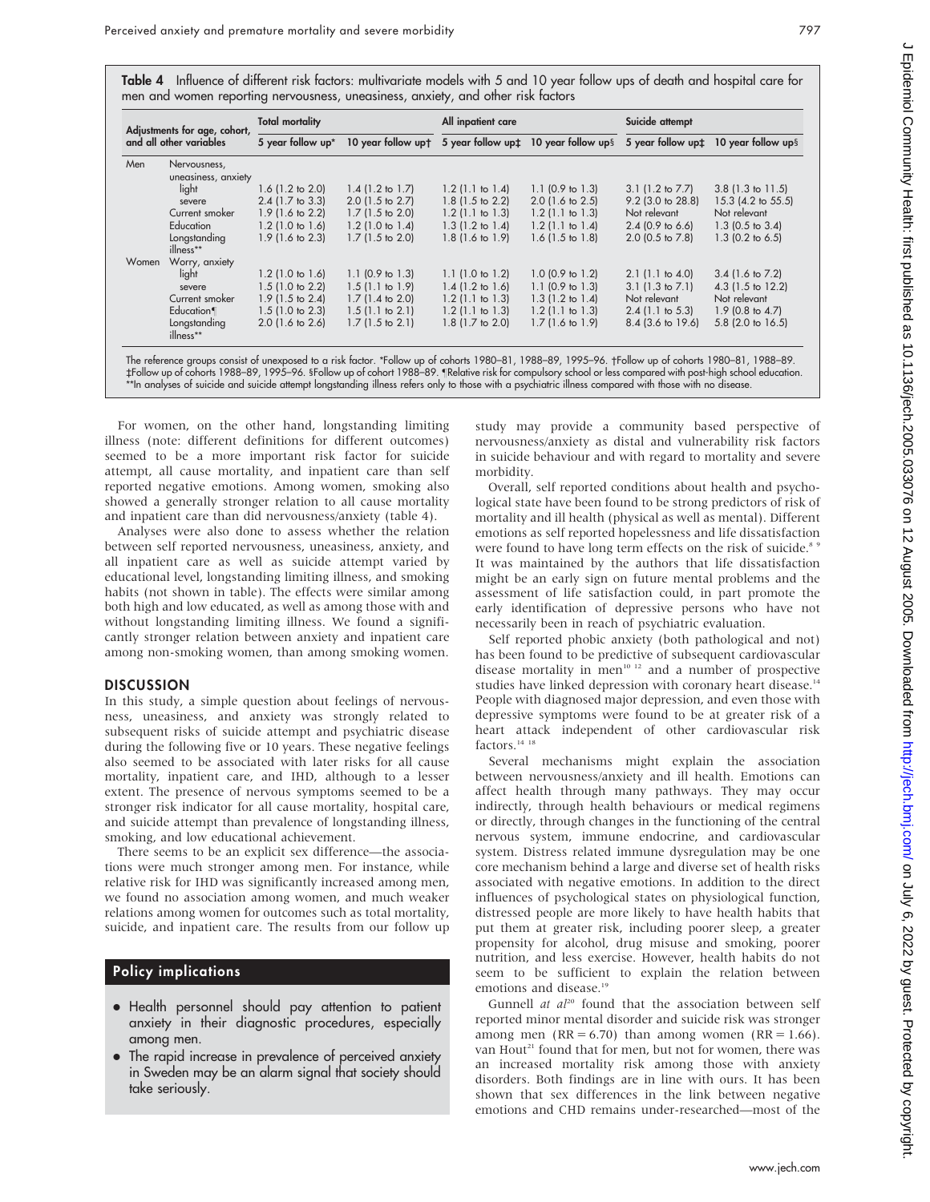**Table 4** Influence of different risk factors: multivariate models with 5 and 10 year follow ups of death and hospital care for men and women reporting nervousness, uneasiness, anxiety, and other risk factors

| Adjustments for age, cohort, and all other variables | | Total mortality | | All inpatient care | | Suicide attempt | |
|---|---|---|---|---|---|---|---|
| | | 5 year follow up* | 10 year follow up† | 5 year follow up‡ | 10 year follow up§ | 5 year follow up‡ | 10 year follow up§ |
| Men | Nervousness, uneasiness, anxiety | | | | | | |
| | light | 1.6 (1.2 to 2.0) | 1.4 (1.2 to 1.7) | 1.2 (1.1 to 1.4) | 1.1 (0.9 to 1.3) | 3.1 (1.2 to 7.7) | 3.8 (1.3 to 11.5) |
| | severe | 2.4 (1.7 to 3.3) | 2.0 (1.5 to 2.7) | 1.8 (1.5 to 2.2) | 2.0 (1.6 to 2.5) | 9.2 (3.0 to 28.8) | 15.3 (4.2 to 55.5) |
| | Current smoker | 1.9 (1.6 to 2.2) | 1.7 (1.5 to 2.0) | 1.2 (1.1 to 1.3) | 1.2 (1.1 to 1.3) | Not relevant | Not relevant |
| | Education | 1.2 (1.0 to 1.6) | 1.2 (1.0 to 1.4) | 1.3 (1.2 to 1.4) | 1.2 (1.1 to 1.4) | 2.4 (0.9 to 6.6) | 1.3 (0.5 to 3.4) |
| | Longstanding illness** | 1.9 (1.6 to 2.3) | 1.7 (1.5 to 2.0) | 1.8 (1.6 to 1.9) | 1.6 (1.5 to 1.8) | 2.0 (0.5 to 7.8) | 1.3 (0.2 to 6.5) |
| Women | Worry, anxiety | | | | | | |
| | light | 1.2 (1.0 to 1.6) | 1.1 (0.9 to 1.3) | 1.1 (1.0 to 1.2) | 1.0 (0.9 to 1.2) | 2.1 (1.1 to 4.0) | 3.4 (1.6 to 7.2) |
| | severe | 1.5 (1.0 to 2.2) | 1.5 (1.1 to 1.9) | 1.4 (1.2 to 1.6) | 1.1 (0.9 to 1.3) | 3.1 (1.3 to 7.1) | 4.3 (1.5 to 12.2) |
| | Current smoker | 1.9 (1.5 to 2.4) | 1.7 (1.4 to 2.0) | 1.2 (1.1 to 1.3) | 1.3 (1.2 to 1.4) | Not relevant | Not relevant |
| | Education¶ | 1.5 (1.0 to 2.3) | 1.5 (1.1 to 2.1) | 1.2 (1.1 to 1.3) | 1.2 (1.1 to 1.3) | 2.4 (1.1 to 5.3) | 1.9 (0.8 to 4.7) |
| | Longstanding illness** | 2.0 (1.6 to 2.6) | 1.7 (1.5 to 2.1) | 1.8 (1.7 to 2.0) | 1.7 (1.6 to 1.9) | 8.4 (3.6 to 19.6) | 5.8 (2.0 to 16.5) |

The reference groups consist of unexposed to a risk factor. *Follow up of cohorts 1980–81, 1988–89, 1995–96. †Follow up of cohorts 1980–81, 1988–89. ‡Follow up of cohorts 1988–89, 1995–96. §Follow up of cohort 1988–89. ¶Relative risk for compulsory school or less compared with post-high school education. **In analyses of suicide and suicide attempt longstanding illness refers only to those with a psychiatric illness compared with those with no disease.

For women, on the other hand, longstanding limiting illness (note: different definitions for different outcomes) seemed to be a more important risk factor for suicide attempt, all cause mortality, and inpatient care than self reported negative emotions. Among women, smoking also showed a generally stronger relation to all cause mortality and inpatient care than did nervousness/anxiety (table 4).

Analyses were also done to assess whether the relation between self reported nervousness, uneasiness, anxiety, and all inpatient care as well as suicide attempt varied by educational level, longstanding limiting illness, and smoking habits (not shown in table). The effects were similar among both high and low educated, as well as among those with and without longstanding limiting illness. We found a significantly stronger relation between anxiety and inpatient care among non-smoking women, than among smoking women.

## DISCUSSION

In this study, a simple question about feelings of nervousness, uneasiness, and anxiety was strongly related to subsequent risks of suicide attempt and psychiatric disease during the following five or 10 years. These negative feelings also seemed to be associated with later risks for all cause mortality, inpatient care, and IHD, although to a lesser extent. The presence of nervous symptoms seemed to be a stronger risk indicator for all cause mortality, hospital care, and suicide attempt than prevalence of longstanding illness, smoking, and low educational achievement.

There seems to be an explicit sex difference—the associations were much stronger among men. For instance, while relative risk for IHD was significantly increased among men, we found no association among women, and much weaker relations among women for outcomes such as total mortality, suicide, and inpatient care. The results from our follow up study may provide a community based perspective of nervousness/anxiety as distal and vulnerability risk factors in suicide behaviour and with regard to mortality and severe morbidity.

### Policy implications

- Health personnel should pay attention to patient anxiety in their diagnostic procedures, especially among men.
- The rapid increase in prevalence of perceived anxiety in Sweden may be an alarm signal that society should take seriously.

Overall, self reported conditions about health and psychological state have been found to be strong predictors of risk of mortality and ill health (physical as well as mental). Different emotions as self reported hopelessness and life dissatisfaction were found to have long term effects on the risk of suicide.[8 9] It was maintained by the authors that life dissatisfaction might be an early sign on future mental problems and the assessment of life satisfaction could, in part promote the early identification of depressive persons who have not necessarily been in reach of psychiatric evaluation.

Self reported phobic anxiety (both pathological and not) has been found to be predictive of subsequent cardiovascular disease mortality in men[10 12] and a number of prospective studies have linked depression with coronary heart disease.[14] People with diagnosed major depression, and even those with depressive symptoms were found to be at greater risk of a heart attack independent of other cardiovascular risk factors.[14 18]

Several mechanisms might explain the association between nervousness/anxiety and ill health. Emotions can affect health through many pathways. They may occur indirectly, through health behaviours or medical regimens or directly, through changes in the functioning of the central nervous system, immune endocrine, and cardiovascular system. Distress related immune dysregulation may be one core mechanism behind a large and diverse set of health risks associated with negative emotions. In addition to the direct influences of psychological states on physiological function, distressed people are more likely to have health habits that put them at greater risk, including poorer sleep, a greater propensity for alcohol, drug misuse and smoking, poorer nutrition, and less exercise. However, health habits do not seem to be sufficient to explain the relation between emotions and disease.[19]

Gunnell *at al*[20] found that the association between self reported minor mental disorder and suicide risk was stronger among men (RR = 6.70) than among women (RR = 1.66). van Hout[21] found that for men, but not for women, there was an increased mortality risk among those with anxiety disorders. Both findings are in line with ours. It has been shown that sex differences in the link between negative emotions and CHD remains under-researched—most of the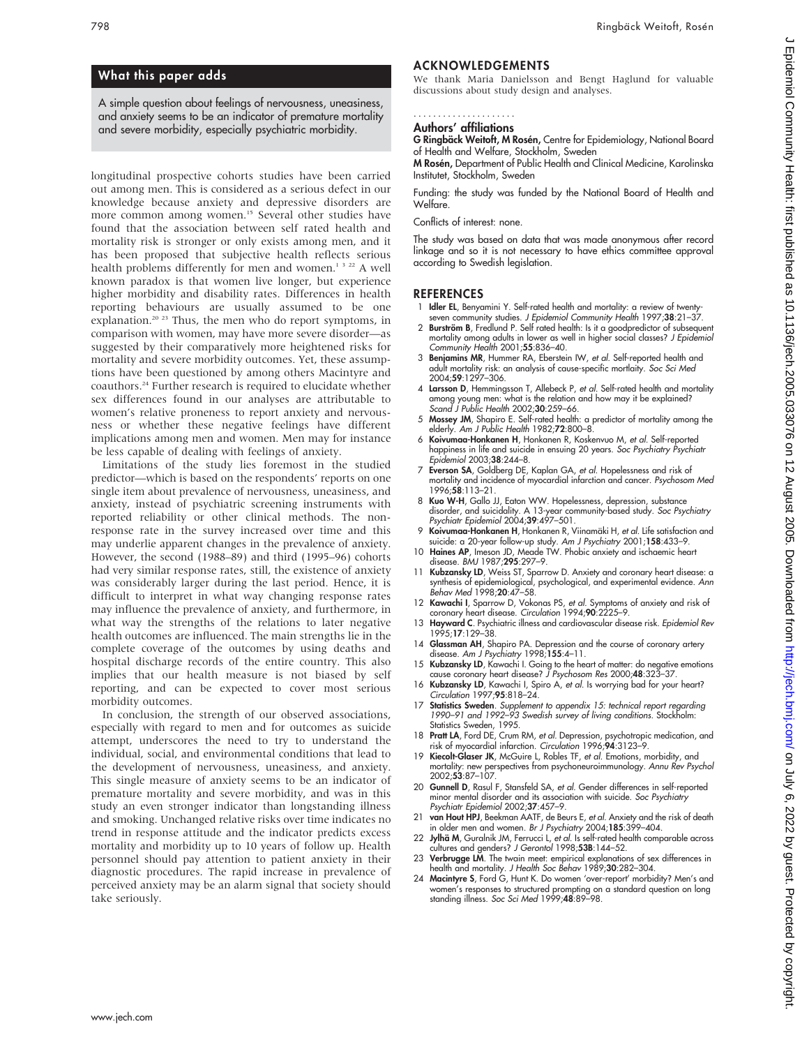## What this paper adds

A simple question about feelings of nervousness, uneasiness, and anxiety seems to be an indicator of premature mortality and severe morbidity, especially psychiatric morbidity.

longitudinal prospective cohorts studies have been carried out among men. This is considered as a serious defect in our knowledge because anxiety and depressive disorders are more common among women.[15] Several other studies have found that the association between self rated health and mortality risk is stronger or only exists among men, and it has been proposed that subjective health reflects serious health problems differently for men and women.[1 3 22] A well known paradox is that women live longer, but experience higher morbidity and disability rates. Differences in health reporting behaviours are usually assumed to be one explanation.[20 23] Thus, the men who do report symptoms, in comparison with women, may have more severe disorder—as suggested by their comparatively more heightened risks for mortality and severe morbidity outcomes. Yet, these assumptions have been questioned by among others Macintyre and coauthors.[24] Further research is required to elucidate whether sex differences found in our analyses are attributable to women's relative proneness to report anxiety and nervousness or whether these negative feelings have different implications among men and women. Men may for instance be less capable of dealing with feelings of anxiety.

Limitations of the study lies foremost in the studied predictor—which is based on the respondents' reports on one single item about prevalence of nervousness, uneasiness, and anxiety, instead of psychiatric screening instruments with reported reliability or other clinical methods. The non-response rate in the survey increased over time and this may underlie apparent changes in the prevalence of anxiety. However, the second (1988–89) and third (1995–96) cohorts had very similar response rates, still, the existence of anxiety was considerably larger during the last period. Hence, it is difficult to interpret in what way changing response rates may influence the prevalence of anxiety, and furthermore, in what way the strengths of the relations to later negative health outcomes are influenced. The main strengths lie in the complete coverage of the outcomes by using deaths and hospital discharge records of the entire country. This also implies that our health measure is not biased by self reporting, and can be expected to cover most serious morbidity outcomes.

In conclusion, the strength of our observed associations, especially with regard to men and for outcomes as suicide attempt, underscores the need to try to understand the individual, social, and environmental conditions that lead to the development of nervousness, uneasiness, and anxiety. This single measure of anxiety seems to be an indicator of premature mortality and severe morbidity, and was in this study an even stronger indicator than longstanding illness and smoking. Unchanged relative risks over time indicates no trend in response attitude and the indicator predicts excess mortality and morbidity up to 10 years of follow up. Health personnel should pay attention to patient anxiety in their diagnostic procedures. The rapid increase in prevalence of perceived anxiety may be an alarm signal that society should take seriously.

## ACKNOWLEDGEMENTS

We thank Maria Danielsson and Bengt Haglund for valuable discussions about study design and analyses.

### Authors' affiliations

**G Ringbäck Weitoft, M Rosén,** Centre for Epidemiology, National Board of Health and Welfare, Stockholm, Sweden

**M Rosén,** Department of Public Health and Clinical Medicine, Karolinska Institutet, Stockholm, Sweden

Funding: the study was funded by the National Board of Health and Welfare.

Conflicts of interest: none.

The study was based on data that was made anonymous after record linkage and so it is not necessary to have ethics committee approval according to Swedish legislation.

## REFERENCES

1. **Idler EL**, Benyamini Y. Self-rated health and mortality: a review of twenty-seven community studies. *J Epidemiol Community Health* 1997;**38**:21–37.
2. **Burström B**, Fredlund P. Self rated health: Is it a goodpredictor of subsequent mortality among adults in lower as well in higher social classes? *J Epidemiol Community Health* 2001;**55**:836–40.
3. **Benjamins MR**, Hummer RA, Eberstein IW, *et al*. Self-reported health and adult mortality risk: an analysis of cause-specific mortlaity. *Soc Sci Med* 2004;**59**:1297–306.
4. **Larsson D**, Hemmingsson T, Allebeck P, *et al*. Self-rated health and mortality among young men: what is the relation and how may it be explained? *Scand J Public Health* 2002;**30**:259–66.
5. **Mossey JM**, Shapiro E. Self-rated health: a predictor of mortality among the elderly. *Am J Public Health* 1982;**72**:800–8.
6. **Koivumaa-Honkanen H**, Honkanen R, Koskenvuo M, *et al*. Self-reported happiness in life and suicide in ensuing 20 years. *Soc Psychiatry Psychiatr Epidemiol* 2003;**38**:244–8.
7. **Everson SA**, Goldberg DE, Kaplan GA, *et al*. Hopelessness and risk of mortality and incidence of myocardial infarction and cancer. *Psychosom Med* 1996;**58**:113–21.
8. **Kuo W-H**, Gallo JJ, Eaton WW. Hopelessness, depression, substance disorder, and suicidality. A 13-year community-based study. *Soc Psychiatry Psychiatr Epidemiol* 2004;**39**:497–501.
9. **Koivumaa-Honkanen H**, Honkanen R, Viinamäki H, *et al*. Life satisfaction and suicide: a 20-year follow-up study. *Am J Psychiatry* 2001;**158**:433–9.
10. **Haines AP**, Imeson JD, Meade TW. Phobic anxiety and ischaemic heart disease. *BMJ* 1987;**295**:297–9.
11. **Kubzansky LD**, Weiss ST, Sparrow D. Anxiety and coronary heart disease: a synthesis of epidemiological, psychological, and experimental evidence. *Ann Behav Med* 1998;**20**:47–58.
12. **Kawachi I**, Sparrow D, Vokonas PS, *et al*. Symptoms of anxiety and risk of coronary heart disease. *Circulation* 1994;**90**:2225–9.
13. **Hayward C**. Psychiatric illness and cardiovascular disease risk. *Epidemiol Rev* 1995;**17**:129–38.
14. **Glassman AH**, Shapiro PA. Depression and the course of coronary artery disease. *Am J Psychiatry* 1998;**155**:4–11.
15. **Kubzansky LD**, Kawachi I. Going to the heart of matter: do negative emotions cause coronary heart disease? *J Psychosom Res* 2000;**48**:323–37.
16. **Kubzansky LD**, Kawachi I, Spiro A, *et al*. Is worrying bad for your heart? *Circulation* 1997;**95**:818–24.
17. **Statistics Sweden**. *Supplement to appendix 15: technical report regarding 1990–91 and 1992–93 Swedish survey of living conditions*. Stockholm: Statistics Sweden, 1995.
18. **Pratt LA**, Ford DE, Crum RM, *et al*. Depression, psychotropic medication, and risk of myocardial infarction. *Circulation* 1996;**94**:3123–9.
19. **Kiecolt-Glaser JK**, McGuire L, Robles TF, *et al*. Emotions, morbidity, and mortality: new perspectives from psychoneuroimmunology. *Annu Rev Psychol* 2002;**53**:87–107.
20. **Gunnell D**, Rasul F, Stansfeld SA, *et al*. Gender differences in self-reported minor mental disorder and its association with suicide. *Soc Psychiatry Psychiatr Epidemiol* 2002;**37**:457–9.
21. **van Hout HPJ**, Beekman AATF, de Beurs E, *et al*. Anxiety and the risk of death in older men and women. *Br J Psychiatry* 2004;**185**:399–404.
22. **Jylhä M**, Guralnik JM, Ferrucci L, *et al*. Is self-rated health comparable across cultures and genders? *J Gerontol* 1998;**53B**:144–52.
23. **Verbrugge LM**. The twain meet: empirical explanations of sex differences in health and mortality. *J Health Soc Behav* 1989;**30**:282–304.
24. **Macintyre S**, Ford G, Hunt K. Do women 'over-report' morbidity? Men's and women's responses to structured prompting on a standard question on long standing illness. *Soc Sci Med* 1999;**48**:89–98.